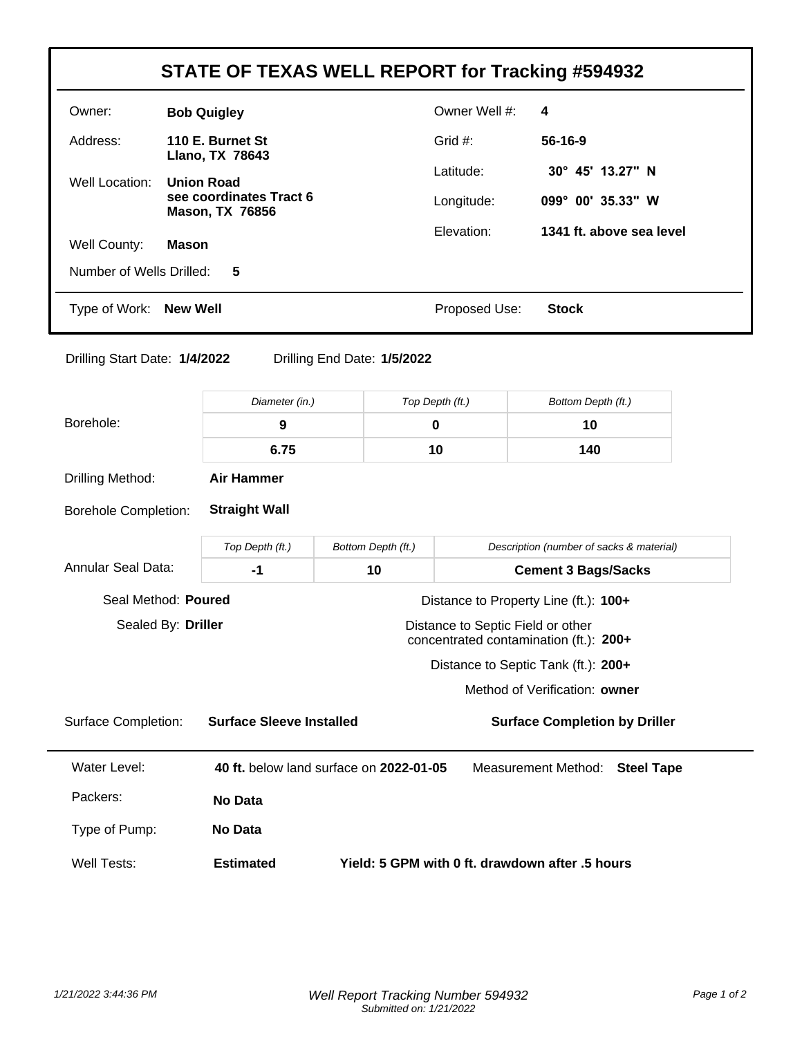# STATE OF TEXAS WELL REPORT for Tracking #594932

| | | | |
|---|---|---|---|
| Owner: | **Bob Quigley** | Owner Well #: | **4** |
| Address: | **110 E. Burnet St**<br>**Llano, TX 78643** | Grid #: | **56-16-9** |
| Well Location: | **Union Road**<br>**see coordinates Tract 6**<br>**Mason, TX 76856** | Latitude: | **30° 45' 13.27" N** |
| | | Longitude: | **099° 00' 35.33" W** |
| Well County: | **Mason** | Elevation: | **1341 ft. above sea level** |

Number of Wells Drilled: **5**

Type of Work: **New Well** Proposed Use: **Stock**

Drilling Start Date: **1/4/2022** Drilling End Date: **1/5/2022**

**Borehole:**

| Diameter (in.) | Top Depth (ft.) | Bottom Depth (ft.) |
|---|---|---|
| 9 | 0 | 10 |
| 6.75 | 10 | 140 |

Drilling Method: **Air Hammer**

Borehole Completion: **Straight Wall**

**Annular Seal Data:**

| Top Depth (ft.) | Bottom Depth (ft.) | Description (number of sacks & material) |
|---|---|---|
| -1 | 10 | Cement 3 Bags/Sacks |

Seal Method: **Poured**

Sealed By: **Driller**

Distance to Property Line (ft.): **100+**

Distance to Septic Field or other concentrated contamination (ft.): **200+**

Distance to Septic Tank (ft.): **200+**

Method of Verification: **owner**

Surface Completion: **Surface Sleeve Installed** **Surface Completion by Driller**

Water Level: **40 ft.** below land surface on **2022-01-05** Measurement Method: **Steel Tape**

Packers: **No Data**

Type of Pump: **No Data**

Well Tests: **Estimated** **Yield: 5 GPM with 0 ft. drawdown after .5 hours**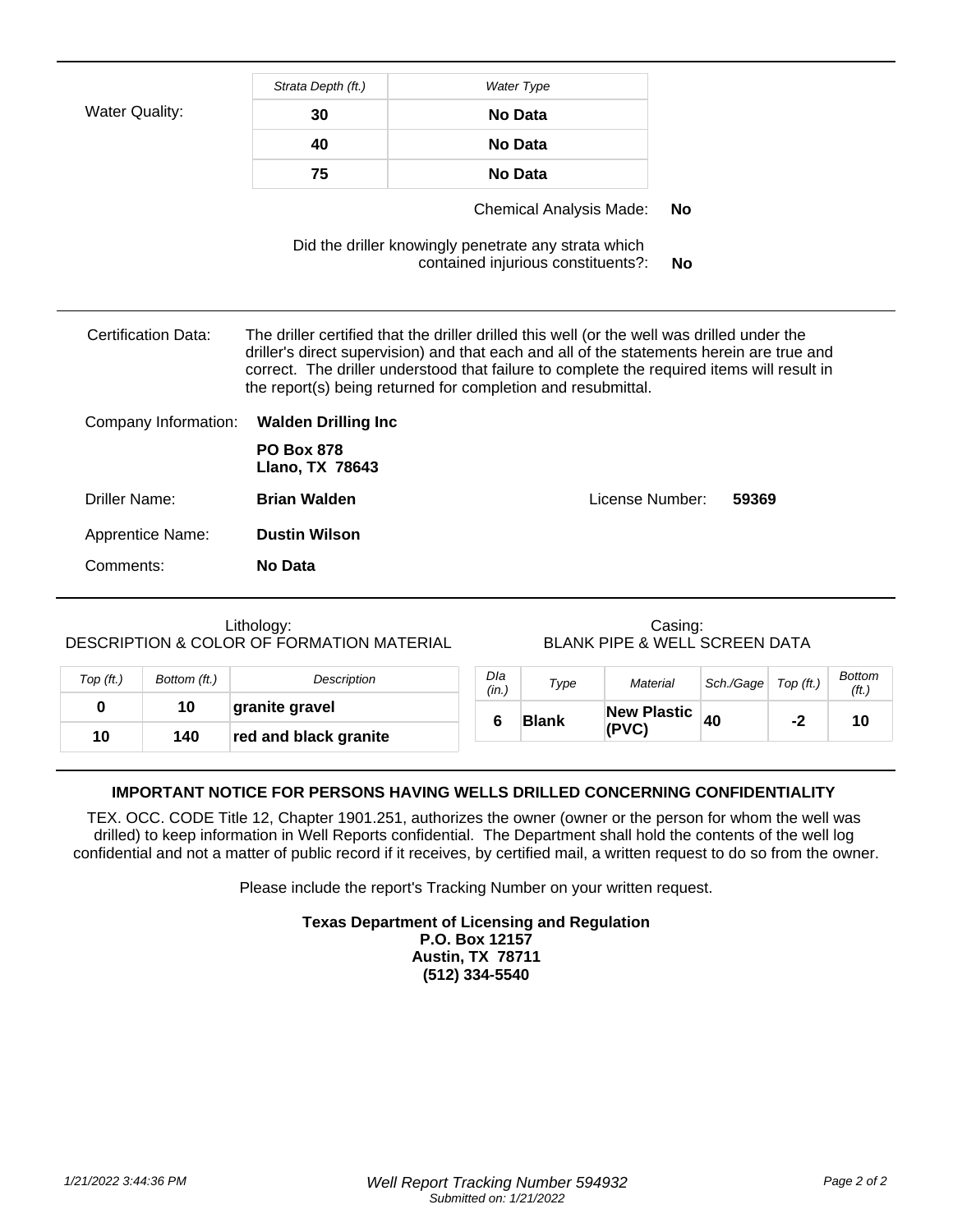Water Quality:

| Strata Depth (ft.) | Water Type |
|---|---|
| **30** | **No Data** |
| **40** | **No Data** |
| **75** | **No Data** |

Chemical Analysis Made: **No**

Did the driller knowingly penetrate any strata which contained injurious constituents?: **No**

---

Certification Data: The driller certified that the driller drilled this well (or the well was drilled under the driller's direct supervision) and that each and all of the statements herein are true and correct. The driller understood that failure to complete the required items will result in the report(s) being returned for completion and resubmittal.

Company Information: **Walden Drilling Inc**

**PO Box 878**
**Llano, TX 78643**

Driller Name: **Brian Walden** License Number: **59369**

Apprentice Name: **Dustin Wilson**

Comments: **No Data**

---

Lithology:
DESCRIPTION & COLOR OF FORMATION MATERIAL

| Top (ft.) | Bottom (ft.) | Description |
|---|---|---|
| **0** | **10** | **granite gravel** |
| **10** | **140** | **red and black granite** |

Casing:
BLANK PIPE & WELL SCREEN DATA

| Dia (in.) | Type | Material | Sch./Gage | Top (ft.) | Bottom (ft.) |
|---|---|---|---|---|---|
| **6** | **Blank** | **New Plastic (PVC)** | **40** | **-2** | **10** |

---

**IMPORTANT NOTICE FOR PERSONS HAVING WELLS DRILLED CONCERNING CONFIDENTIALITY**

TEX. OCC. CODE Title 12, Chapter 1901.251, authorizes the owner (owner or the person for whom the well was drilled) to keep information in Well Reports confidential. The Department shall hold the contents of the well log confidential and not a matter of public record if it receives, by certified mail, a written request to do so from the owner.

Please include the report's Tracking Number on your written request.

**Texas Department of Licensing and Regulation**
**P.O. Box 12157**
**Austin, TX 78711**
**(512) 334-5540**